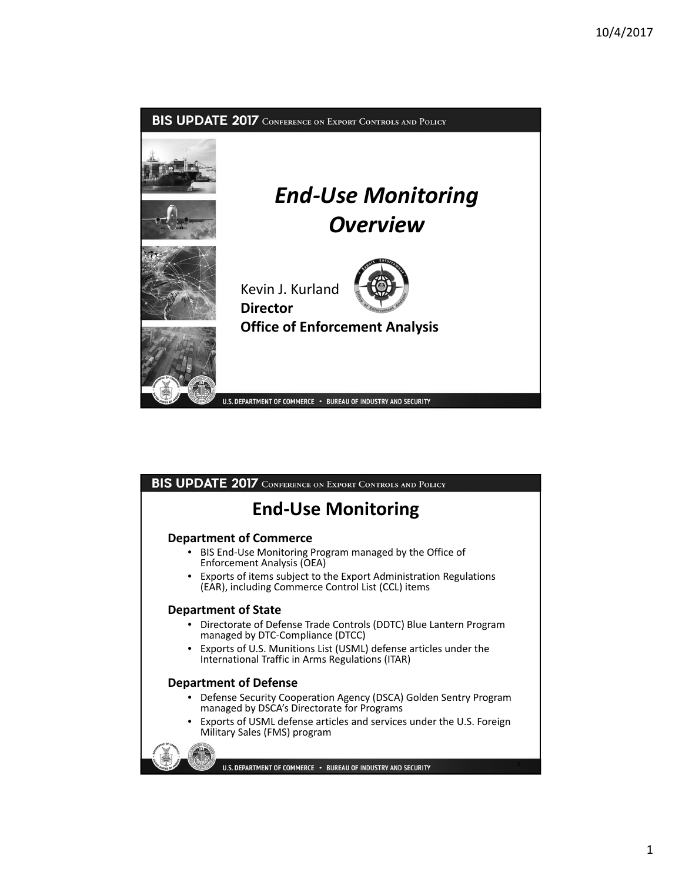# End-Use Monitoring Overview

Kevin J. Kurland
**Director**
**Office of Enforcement Analysis**

## End-Use Monitoring

**Department of Commerce**

- BIS End-Use Monitoring Program managed by the Office of Enforcement Analysis (OEA)
- Exports of items subject to the Export Administration Regulations (EAR), including Commerce Control List (CCL) items

**Department of State**

- Directorate of Defense Trade Controls (DDTC) Blue Lantern Program managed by DTC-Compliance (DTCC)
- Exports of U.S. Munitions List (USML) defense articles under the International Traffic in Arms Regulations (ITAR)

**Department of Defense**

- Defense Security Cooperation Agency (DSCA) Golden Sentry Program managed by DSCA's Directorate for Programs
- Exports of USML defense articles and services under the U.S. Foreign Military Sales (FMS) program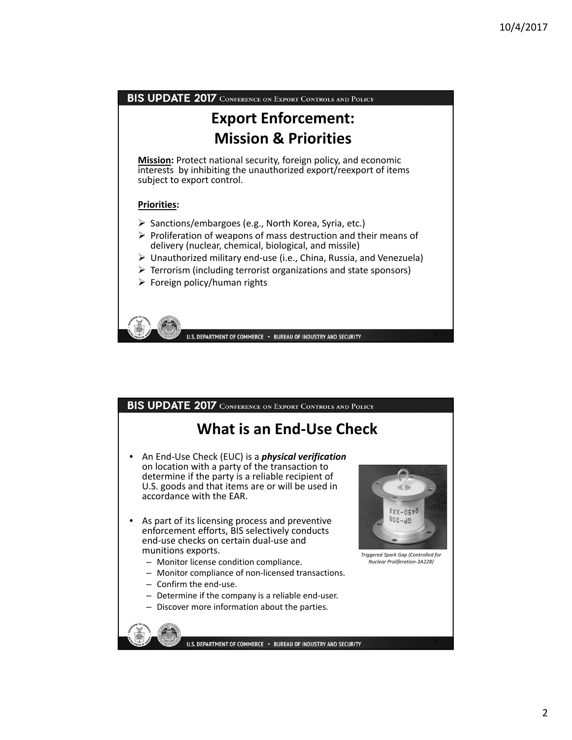## Export Enforcement: Mission & Priorities

**Mission:** Protect national security, foreign policy, and economic interests by inhibiting the unauthorized export/reexport of items subject to export control.

**Priorities:**

- Sanctions/embargoes (e.g., North Korea, Syria, etc.)
- Proliferation of weapons of mass destruction and their means of delivery (nuclear, chemical, biological, and missile)
- Unauthorized military end-use (i.e., China, Russia, and Venezuela)
- Terrorism (including terrorist organizations and state sponsors)
- Foreign policy/human rights

## What is an End-Use Check

- An End-Use Check (EUC) is a ***physical verification*** on location with a party of the transaction to determine if the party is a reliable recipient of U.S. goods and that items are or will be used in accordance with the EAR.
- As part of its licensing process and preventive enforcement efforts, BIS selectively conducts end-use checks on certain dual-use and munitions exports.
  - Monitor license condition compliance.
  - Monitor compliance of non-licensed transactions.
  - Confirm the end-use.
  - Determine if the company is a reliable end-user.
  - Discover more information about the parties.

*Triggered Spark Gap (Controlled for Nuclear Proliferation-3A228)*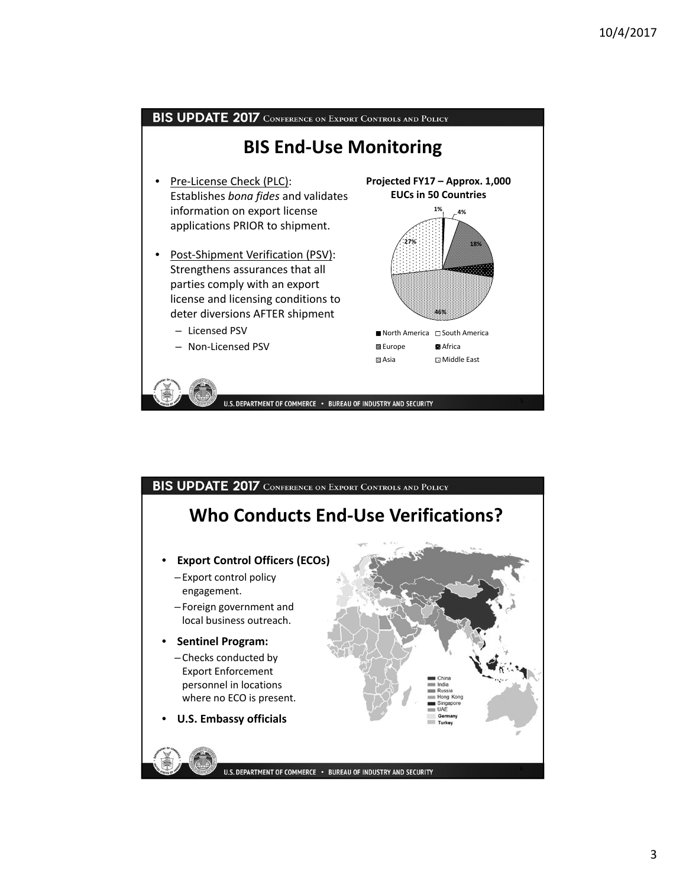## BIS UPDATE 2017 Conference on Export Controls and Policy

# BIS End-Use Monitoring

- Pre-License Check (PLC): Establishes *bona fides* and validates information on export license applications PRIOR to shipment.
- Post-Shipment Verification (PSV): Strengthens assurances that all parties comply with an export license and licensing conditions to deter diversions AFTER shipment
  - Licensed PSV
  - Non-Licensed PSV

**Projected FY17 – Approx. 1,000 EUCs in 50 Countries**

| Region | Share |
|---|---|
| North America | 1% |
| South America | 4% |
| Europe | 18% |
| Africa | |
| Asia | 46% |
| Middle East | 27% |

U.S. DEPARTMENT OF COMMERCE • BUREAU OF INDUSTRY AND SECURITY

## BIS UPDATE 2017 Conference on Export Controls and Policy

# Who Conducts End-Use Verifications?

- **Export Control Officers (ECOs)**
  - Export control policy engagement.
  - Foreign government and local business outreach.
- **Sentinel Program:**
  - Checks conducted by Export Enforcement personnel in locations where no ECO is present.
- **U.S. Embassy officials**

Map legend: China, India, Russia, Hong Kong, Singapore, UAE, **Germany**, **Turkey**

U.S. DEPARTMENT OF COMMERCE • BUREAU OF INDUSTRY AND SECURITY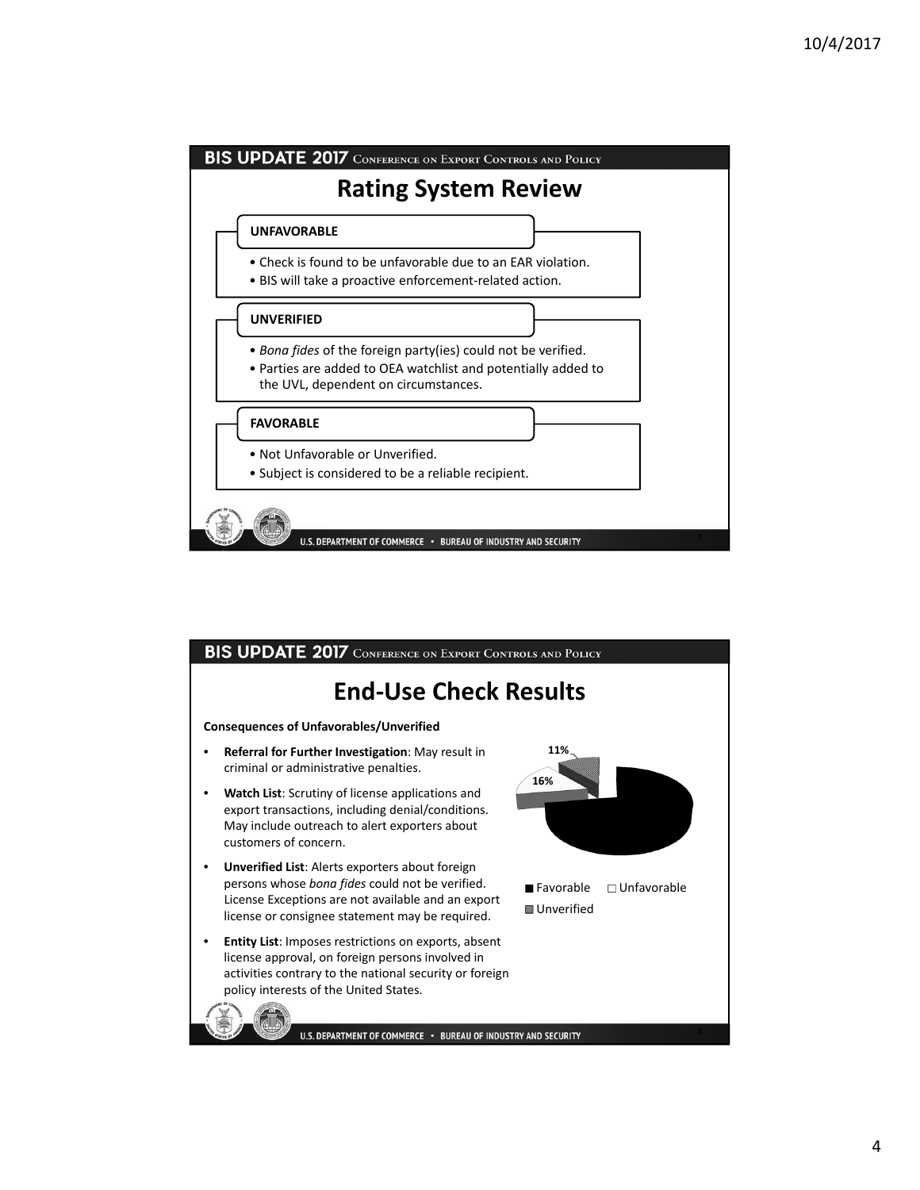# Rating System Review

**UNFAVORABLE**

- Check is found to be unfavorable due to an EAR violation.
- BIS will take a proactive enforcement-related action.

**UNVERIFIED**

- *Bona fides* of the foreign party(ies) could not be verified.
- Parties are added to OEA watchlist and potentially added to the UVL, dependent on circumstances.

**FAVORABLE**

- Not Unfavorable or Unverified.
- Subject is considered to be a reliable recipient.

# End-Use Check Results

**Consequences of Unfavorables/Unverified**

- **Referral for Further Investigation**: May result in criminal or administrative penalties.
- **Watch List**: Scrutiny of license applications and export transactions, including denial/conditions. May include outreach to alert exporters about customers of concern.
- **Unverified List**: Alerts exporters about foreign persons whose *bona fides* could not be verified. License Exceptions are not available and an export license or consignee statement may be required.
- **Entity List**: Imposes restrictions on exports, absent license approval, on foreign persons involved in activities contrary to the national security or foreign policy interests of the United States.

11%

16%

■ Favorable □ Unfavorable ▩ Unverified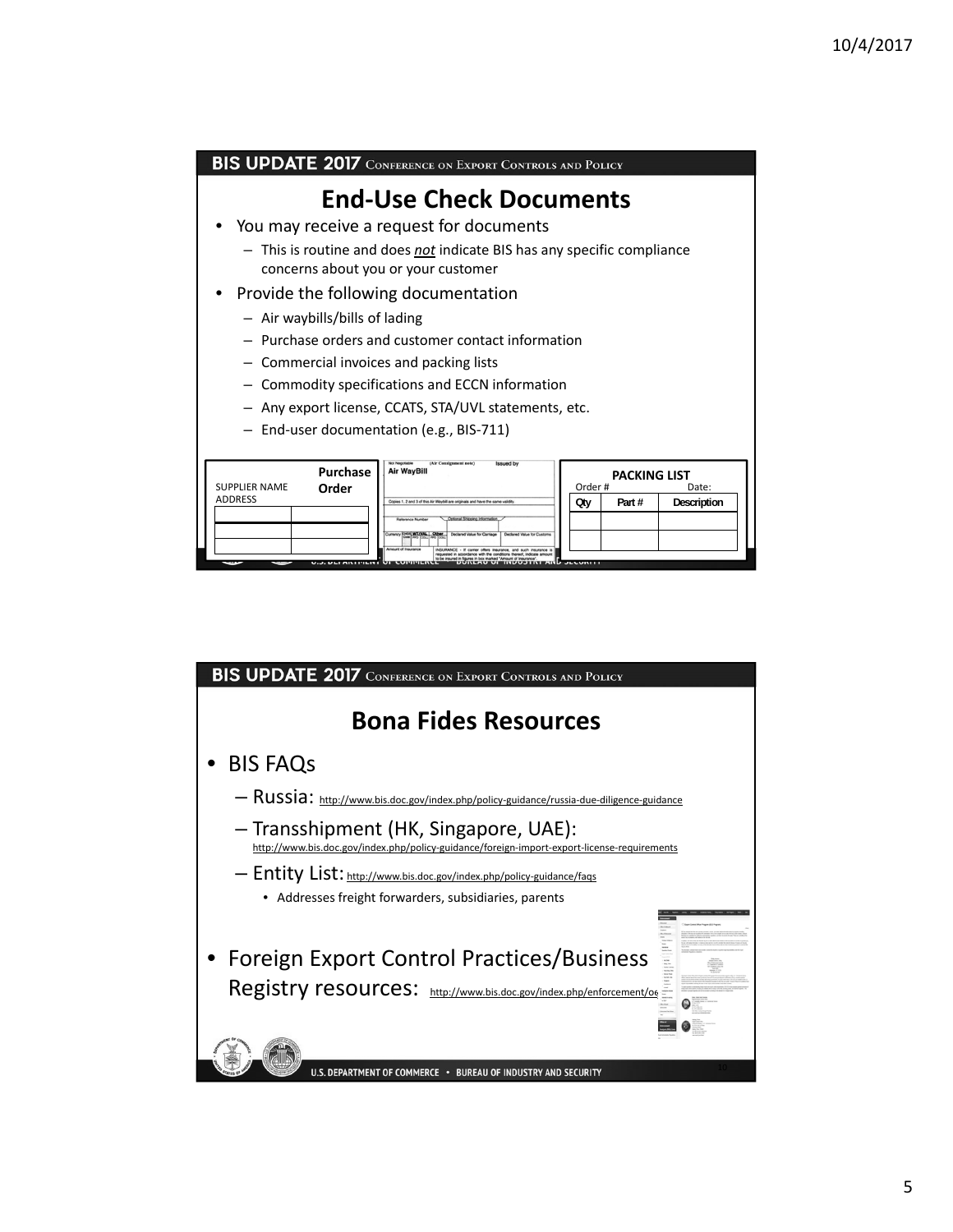## End-Use Check Documents

- You may receive a request for documents
  - This is routine and does *not* indicate BIS has any specific compliance concerns about you or your customer
- Provide the following documentation
  - Air waybills/bills of lading
  - Purchase orders and customer contact information
  - Commercial invoices and packing lists
  - Commodity specifications and ECCN information
  - Any export license, CCATS, STA/UVL statements, etc.
  - End-user documentation (e.g., BIS-711)

## Bona Fides Resources

- BIS FAQs
  - Russia: http://www.bis.doc.gov/index.php/policy-guidance/russia-due-diligence-guidance
  - Transshipment (HK, Singapore, UAE): http://www.bis.doc.gov/index.php/policy-guidance/foreign-import-export-license-requirements
  - Entity List: http://www.bis.doc.gov/index.php/policy-guidance/faqs
    - Addresses freight forwarders, subsidiaries, parents
- Foreign Export Control Practices/Business Registry resources: http://www.bis.doc.gov/index.php/enforcement/oe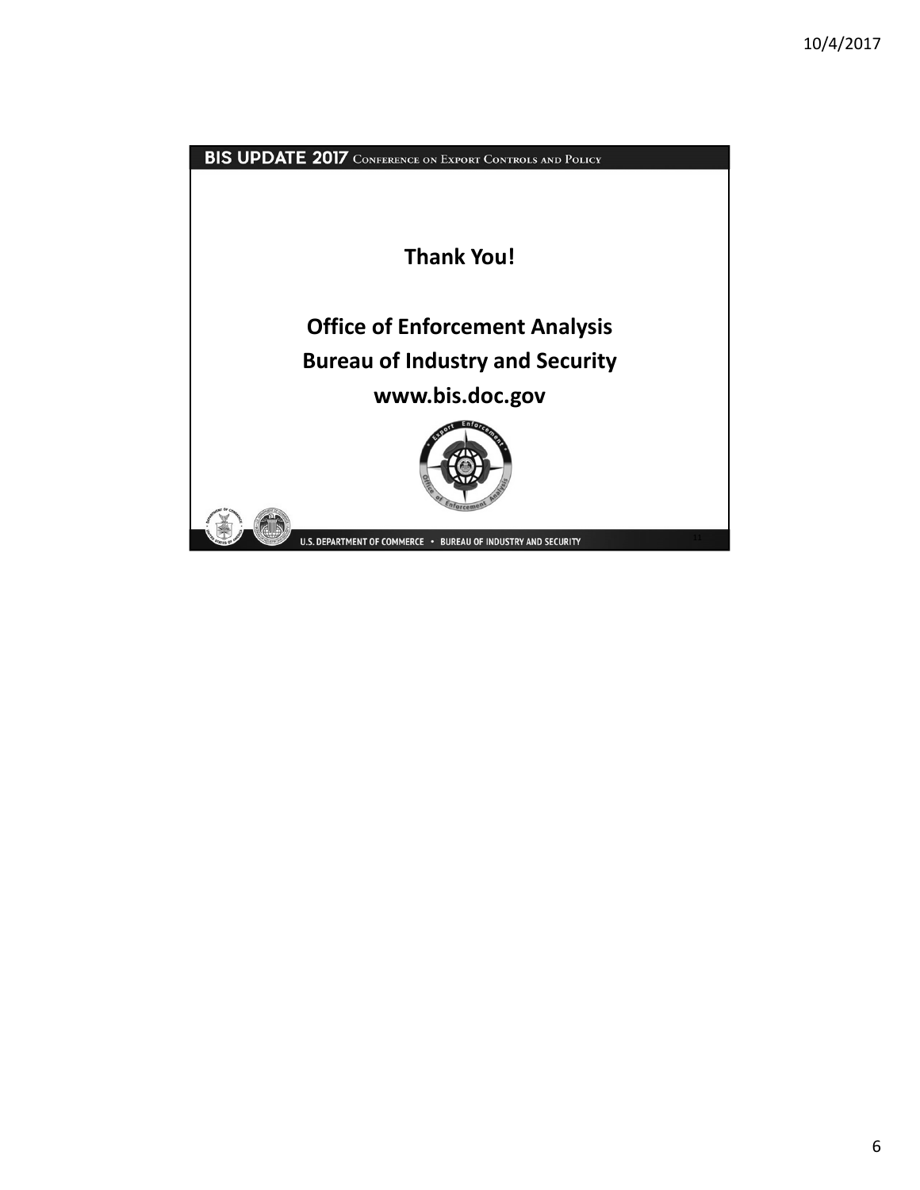BIS UPDATE 2017 Conference on Export Controls and Policy

**Thank You!**

**Office of Enforcement Analysis**
**Bureau of Industry and Security**
**www.bis.doc.gov**

U.S. DEPARTMENT OF COMMERCE • BUREAU OF INDUSTRY AND SECURITY